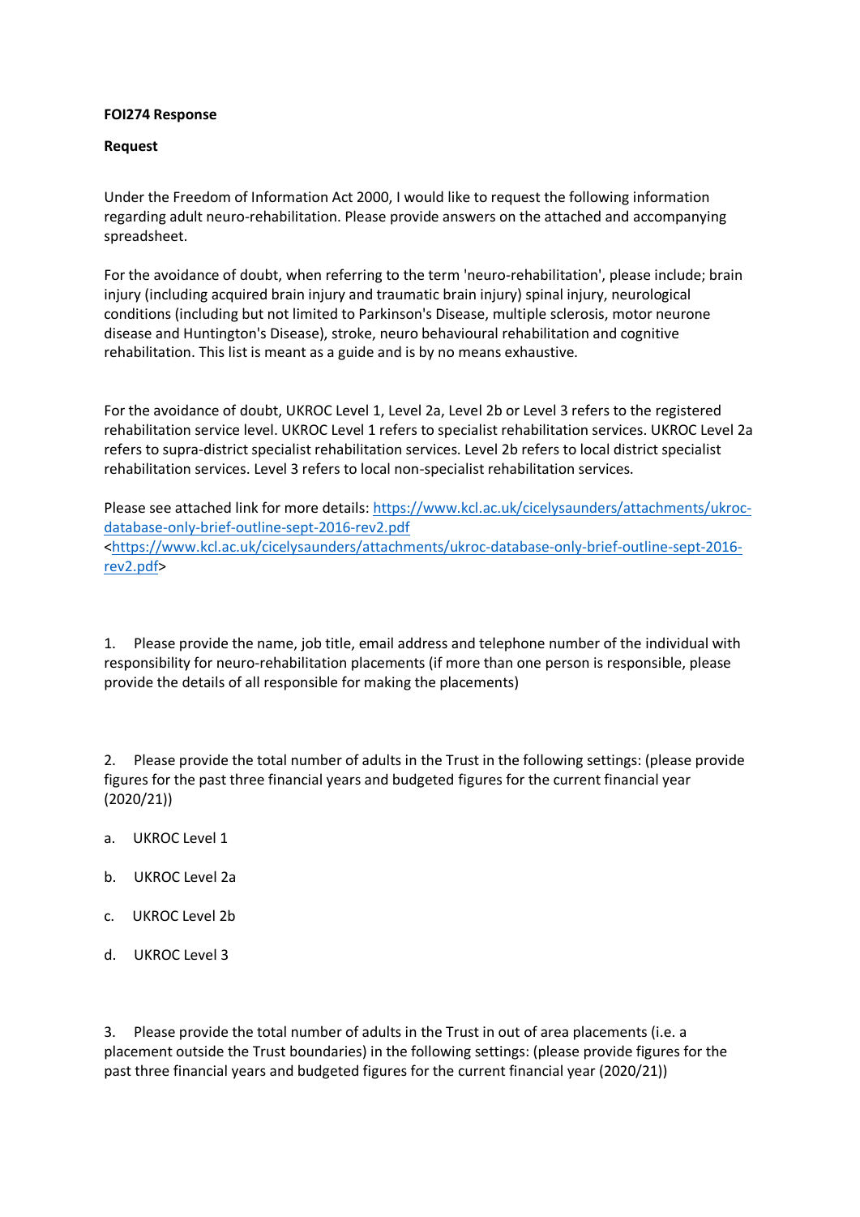**FOI274 Response**

**Request**

Under the Freedom of Information Act 2000, I would like to request the following information regarding adult neuro-rehabilitation. Please provide answers on the attached and accompanying spreadsheet.

For the avoidance of doubt, when referring to the term 'neuro-rehabilitation', please include; brain injury (including acquired brain injury and traumatic brain injury) spinal injury, neurological conditions (including but not limited to Parkinson's Disease, multiple sclerosis, motor neurone disease and Huntington's Disease), stroke, neuro behavioural rehabilitation and cognitive rehabilitation. This list is meant as a guide and is by no means exhaustive.

For the avoidance of doubt, UKROC Level 1, Level 2a, Level 2b or Level 3 refers to the registered rehabilitation service level. UKROC Level 1 refers to specialist rehabilitation services. UKROC Level 2a refers to supra-district specialist rehabilitation services. Level 2b refers to local district specialist rehabilitation services. Level 3 refers to local non-specialist rehabilitation services.

Please see attached link for more details: [https://www.kcl.ac.uk/cicelysaunders/attachments/ukroc-database-only-brief-outline-sept-2016-rev2.pdf](https://www.kcl.ac.uk/cicelysaunders/attachments/ukroc-database-only-brief-outline-sept-2016-rev2.pdf) <[https://www.kcl.ac.uk/cicelysaunders/attachments/ukroc-database-only-brief-outline-sept-2016-rev2.pdf](https://www.kcl.ac.uk/cicelysaunders/attachments/ukroc-database-only-brief-outline-sept-2016-rev2.pdf)>

1. Please provide the name, job title, email address and telephone number of the individual with responsibility for neuro-rehabilitation placements (if more than one person is responsible, please provide the details of all responsible for making the placements)

2. Please provide the total number of adults in the Trust in the following settings: (please provide figures for the past three financial years and budgeted figures for the current financial year (2020/21))

a. UKROC Level 1

b. UKROC Level 2a

c. UKROC Level 2b

d. UKROC Level 3

3. Please provide the total number of adults in the Trust in out of area placements (i.e. a placement outside the Trust boundaries) in the following settings: (please provide figures for the past three financial years and budgeted figures for the current financial year (2020/21))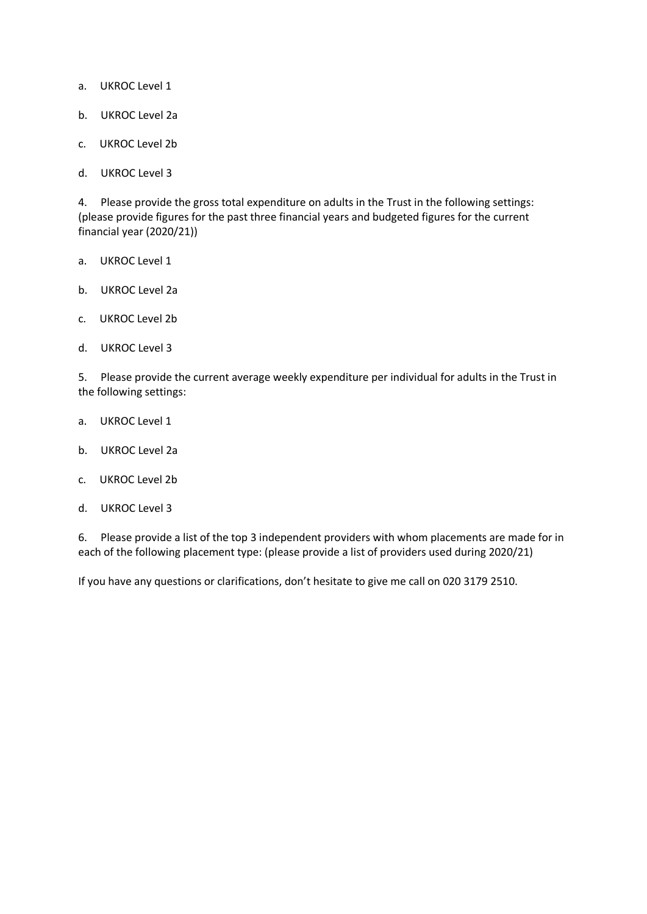a. UKROC Level 1

b. UKROC Level 2a

c. UKROC Level 2b

d. UKROC Level 3

4. Please provide the gross total expenditure on adults in the Trust in the following settings: (please provide figures for the past three financial years and budgeted figures for the current financial year (2020/21))

a. UKROC Level 1

b. UKROC Level 2a

c. UKROC Level 2b

d. UKROC Level 3

5. Please provide the current average weekly expenditure per individual for adults in the Trust in the following settings:

a. UKROC Level 1

b. UKROC Level 2a

c. UKROC Level 2b

d. UKROC Level 3

6. Please provide a list of the top 3 independent providers with whom placements are made for in each of the following placement type: (please provide a list of providers used during 2020/21)

If you have any questions or clarifications, don't hesitate to give me call on 020 3179 2510.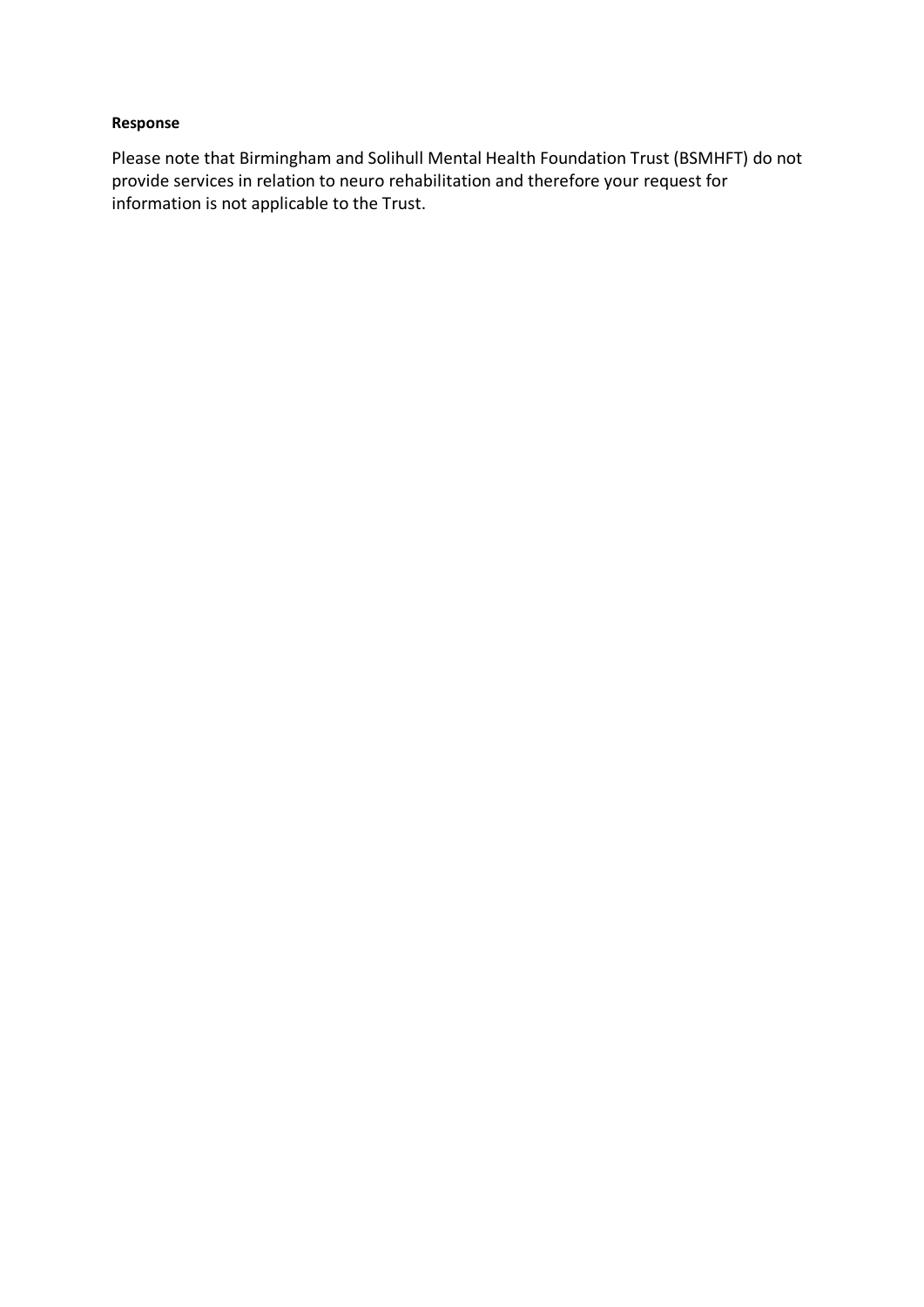**Response**

Please note that Birmingham and Solihull Mental Health Foundation Trust (BSMHFT) do not provide services in relation to neuro rehabilitation and therefore your request for information is not applicable to the Trust.